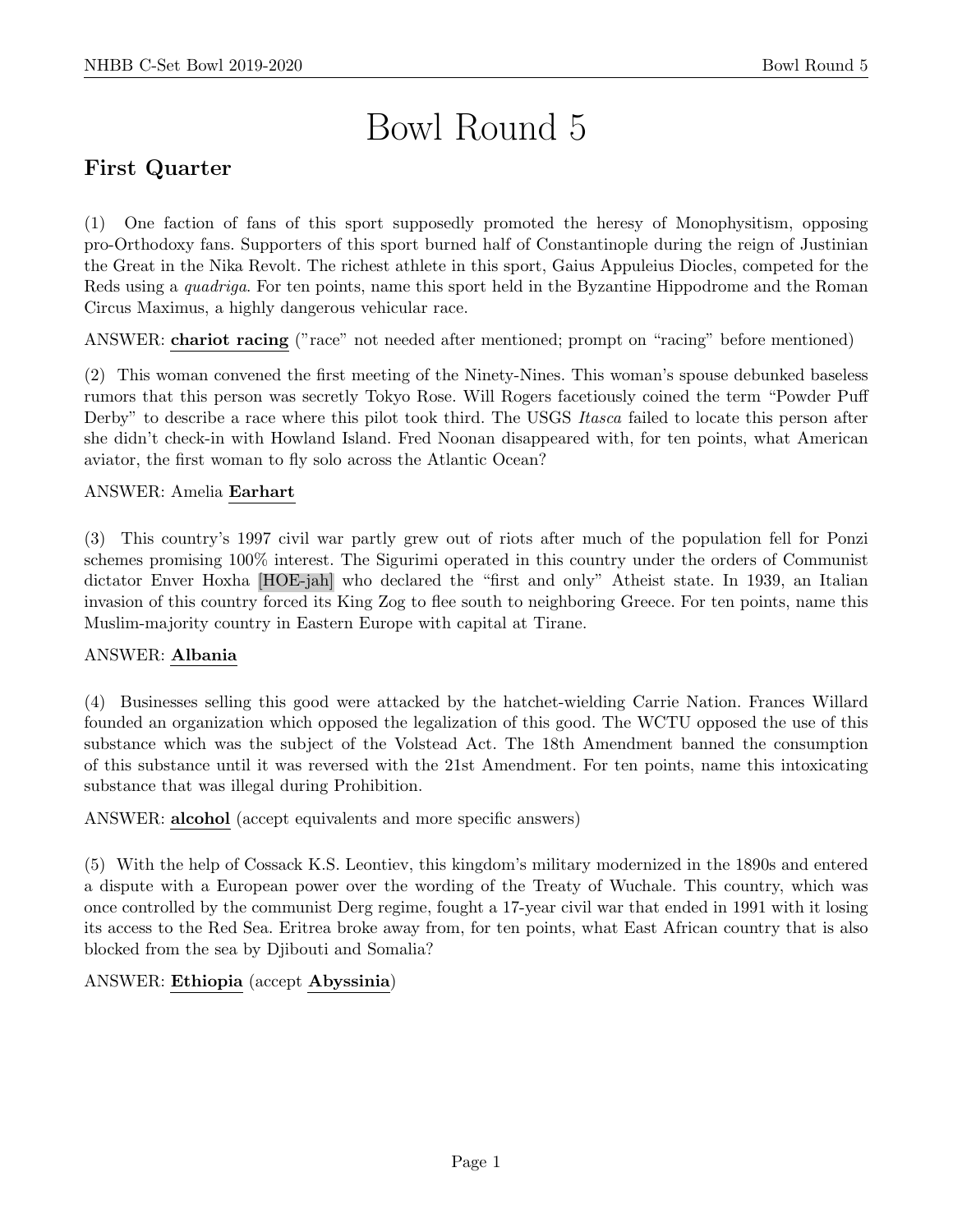# Bowl Round 5

## First Quarter

(1) One faction of fans of this sport supposedly promoted the heresy of Monophysitism, opposing pro-Orthodoxy fans. Supporters of this sport burned half of Constantinople during the reign of Justinian the Great in the Nika Revolt. The richest athlete in this sport, Gaius Appuleius Diocles, competed for the Reds using a *quadriga*. For ten points, name this sport held in the Byzantine Hippodrome and the Roman Circus Maximus, a highly dangerous vehicular race.

ANSWER: **chariot racing** ("race" not needed after mentioned; prompt on "racing" before mentioned)

(2) This woman convened the first meeting of the Ninety-Nines. This woman's spouse debunked baseless rumors that this person was secretly Tokyo Rose. Will Rogers facetiously coined the term "Powder Puff Derby" to describe a race where this pilot took third. The USGS *Itasca* failed to locate this person after she didn't check-in with Howland Island. Fred Noonan disappeared with, for ten points, what American aviator, the first woman to fly solo across the Atlantic Ocean?

ANSWER: Amelia **Earhart**

(3) This country's 1997 civil war partly grew out of riots after much of the population fell for Ponzi schemes promising 100% interest. The Sigurimi operated in this country under the orders of Communist dictator Enver Hoxha [HOE-jah] who declared the "first and only" Atheist state. In 1939, an Italian invasion of this country forced its King Zog to flee south to neighboring Greece. For ten points, name this Muslim-majority country in Eastern Europe with capital at Tirane.

ANSWER: **Albania**

(4) Businesses selling this good were attacked by the hatchet-wielding Carrie Nation. Frances Willard founded an organization which opposed the legalization of this good. The WCTU opposed the use of this substance which was the subject of the Volstead Act. The 18th Amendment banned the consumption of this substance until it was reversed with the 21st Amendment. For ten points, name this intoxicating substance that was illegal during Prohibition.

ANSWER: **alcohol** (accept equivalents and more specific answers)

(5) With the help of Cossack K.S. Leontiev, this kingdom's military modernized in the 1890s and entered a dispute with a European power over the wording of the Treaty of Wuchale. This country, which was once controlled by the communist Derg regime, fought a 17-year civil war that ended in 1991 with it losing its access to the Red Sea. Eritrea broke away from, for ten points, what East African country that is also blocked from the sea by Djibouti and Somalia?

ANSWER: **Ethiopia** (accept **Abyssinia**)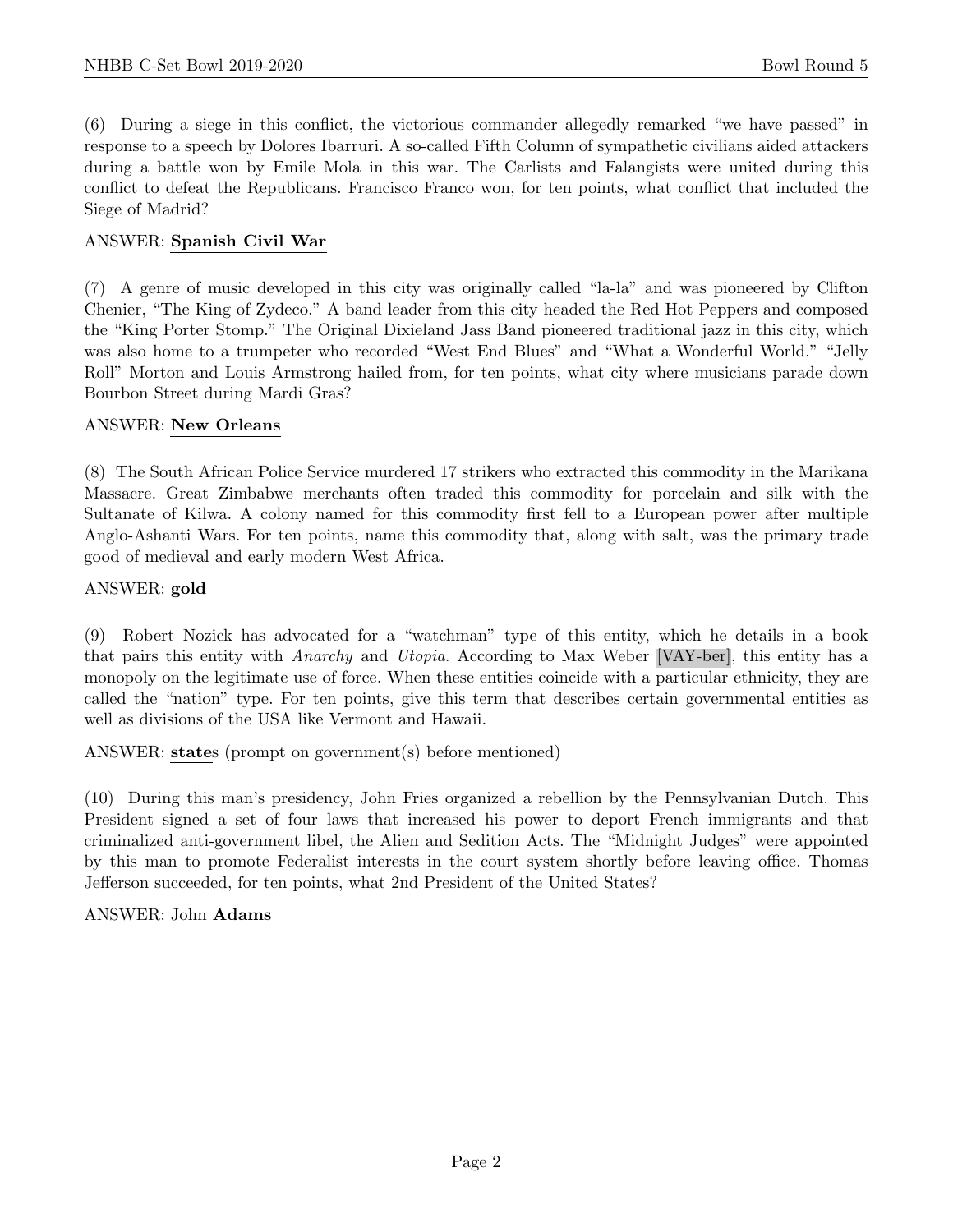(6) During a siege in this conflict, the victorious commander allegedly remarked "we have passed" in response to a speech by Dolores Ibarruri. A so-called Fifth Column of sympathetic civilians aided attackers during a battle won by Emile Mola in this war. The Carlists and Falangists were united during this conflict to defeat the Republicans. Francisco Franco won, for ten points, what conflict that included the Siege of Madrid?

ANSWER: **Spanish Civil War**

(7) A genre of music developed in this city was originally called "la-la" and was pioneered by Clifton Chenier, "The King of Zydeco." A band leader from this city headed the Red Hot Peppers and composed the "King Porter Stomp." The Original Dixieland Jass Band pioneered traditional jazz in this city, which was also home to a trumpeter who recorded "West End Blues" and "What a Wonderful World." "Jelly Roll" Morton and Louis Armstrong hailed from, for ten points, what city where musicians parade down Bourbon Street during Mardi Gras?

ANSWER: **New Orleans**

(8) The South African Police Service murdered 17 strikers who extracted this commodity in the Marikana Massacre. Great Zimbabwe merchants often traded this commodity for porcelain and silk with the Sultanate of Kilwa. A colony named for this commodity first fell to a European power after multiple Anglo-Ashanti Wars. For ten points, name this commodity that, along with salt, was the primary trade good of medieval and early modern West Africa.

ANSWER: **gold**

(9) Robert Nozick has advocated for a "watchman" type of this entity, which he details in a book that pairs this entity with *Anarchy* and *Utopia*. According to Max Weber [VAY-ber], this entity has a monopoly on the legitimate use of force. When these entities coincide with a particular ethnicity, they are called the "nation" type. For ten points, give this term that describes certain governmental entities as well as divisions of the USA like Vermont and Hawaii.

ANSWER: **state**s (prompt on government(s) before mentioned)

(10) During this man's presidency, John Fries organized a rebellion by the Pennsylvanian Dutch. This President signed a set of four laws that increased his power to deport French immigrants and that criminalized anti-government libel, the Alien and Sedition Acts. The "Midnight Judges" were appointed by this man to promote Federalist interests in the court system shortly before leaving office. Thomas Jefferson succeeded, for ten points, what 2nd President of the United States?

ANSWER: John **Adams**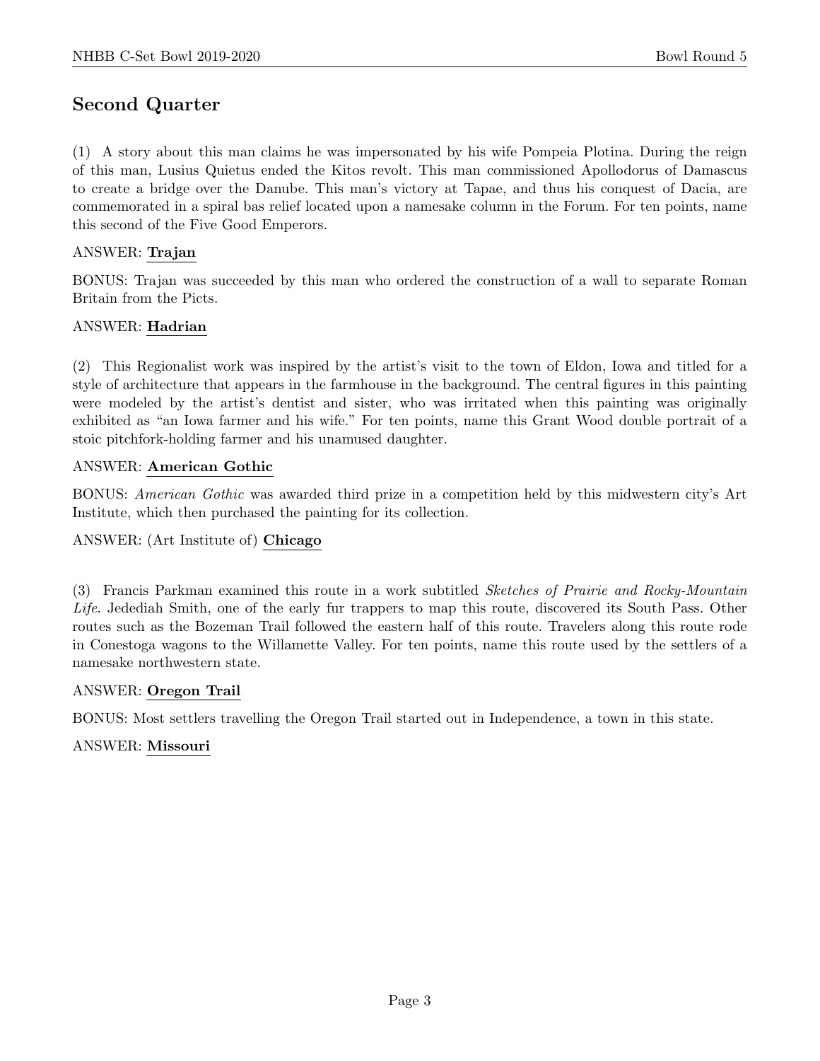## Second Quarter

(1) A story about this man claims he was impersonated by his wife Pompeia Plotina. During the reign of this man, Lusius Quietus ended the Kitos revolt. This man commissioned Apollodorus of Damascus to create a bridge over the Danube. This man's victory at Tapae, and thus his conquest of Dacia, are commemorated in a spiral bas relief located upon a namesake column in the Forum. For ten points, name this second of the Five Good Emperors.

ANSWER: **Trajan**

BONUS: Trajan was succeeded by this man who ordered the construction of a wall to separate Roman Britain from the Picts.

ANSWER: **Hadrian**

(2) This Regionalist work was inspired by the artist's visit to the town of Eldon, Iowa and titled for a style of architecture that appears in the farmhouse in the background. The central figures in this painting were modeled by the artist's dentist and sister, who was irritated when this painting was originally exhibited as "an Iowa farmer and his wife." For ten points, name this Grant Wood double portrait of a stoic pitchfork-holding farmer and his unamused daughter.

ANSWER: **American Gothic**

BONUS: *American Gothic* was awarded third prize in a competition held by this midwestern city's Art Institute, which then purchased the painting for its collection.

ANSWER: (Art Institute of) **Chicago**

(3) Francis Parkman examined this route in a work subtitled *Sketches of Prairie and Rocky-Mountain Life*. Jedediah Smith, one of the early fur trappers to map this route, discovered its South Pass. Other routes such as the Bozeman Trail followed the eastern half of this route. Travelers along this route rode in Conestoga wagons to the Willamette Valley. For ten points, name this route used by the settlers of a namesake northwestern state.

ANSWER: **Oregon Trail**

BONUS: Most settlers travelling the Oregon Trail started out in Independence, a town in this state.

ANSWER: **Missouri**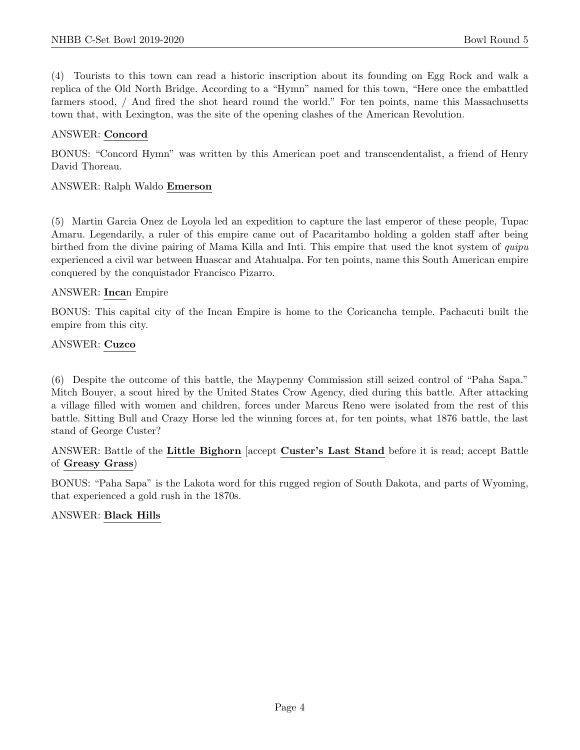(4) Tourists to this town can read a historic inscription about its founding on Egg Rock and walk a replica of the Old North Bridge. According to a "Hymn" named for this town, "Here once the embattled farmers stood, / And fired the shot heard round the world." For ten points, name this Massachusetts town that, with Lexington, was the site of the opening clashes of the American Revolution.

ANSWER: **Concord**

BONUS: "Concord Hymn" was written by this American poet and transcendentalist, a friend of Henry David Thoreau.

ANSWER: Ralph Waldo **Emerson**

(5) Martin Garcia Onez de Loyola led an expedition to capture the last emperor of these people, Tupac Amaru. Legendarily, a ruler of this empire came out of Pacaritambo holding a golden staff after being birthed from the divine pairing of Mama Killa and Inti. This empire that used the knot system of *quipu* experienced a civil war between Huascar and Atahualpa. For ten points, name this South American empire conquered by the conquistador Francisco Pizarro.

ANSWER: **Inca**n Empire

BONUS: This capital city of the Incan Empire is home to the Coricancha temple. Pachacuti built the empire from this city.

ANSWER: **Cuzco**

(6) Despite the outcome of this battle, the Maypenny Commission still seized control of "Paha Sapa." Mitch Bouyer, a scout hired by the United States Crow Agency, died during this battle. After attacking a village filled with women and children, forces under Marcus Reno were isolated from the rest of this battle. Sitting Bull and Crazy Horse led the winning forces at, for ten points, what 1876 battle, the last stand of George Custer?

ANSWER: Battle of the **Little Bighorn** [accept **Custer's Last Stand** before it is read; accept Battle of **Greasy Grass**)

BONUS: "Paha Sapa" is the Lakota word for this rugged region of South Dakota, and parts of Wyoming, that experienced a gold rush in the 1870s.

ANSWER: **Black Hills**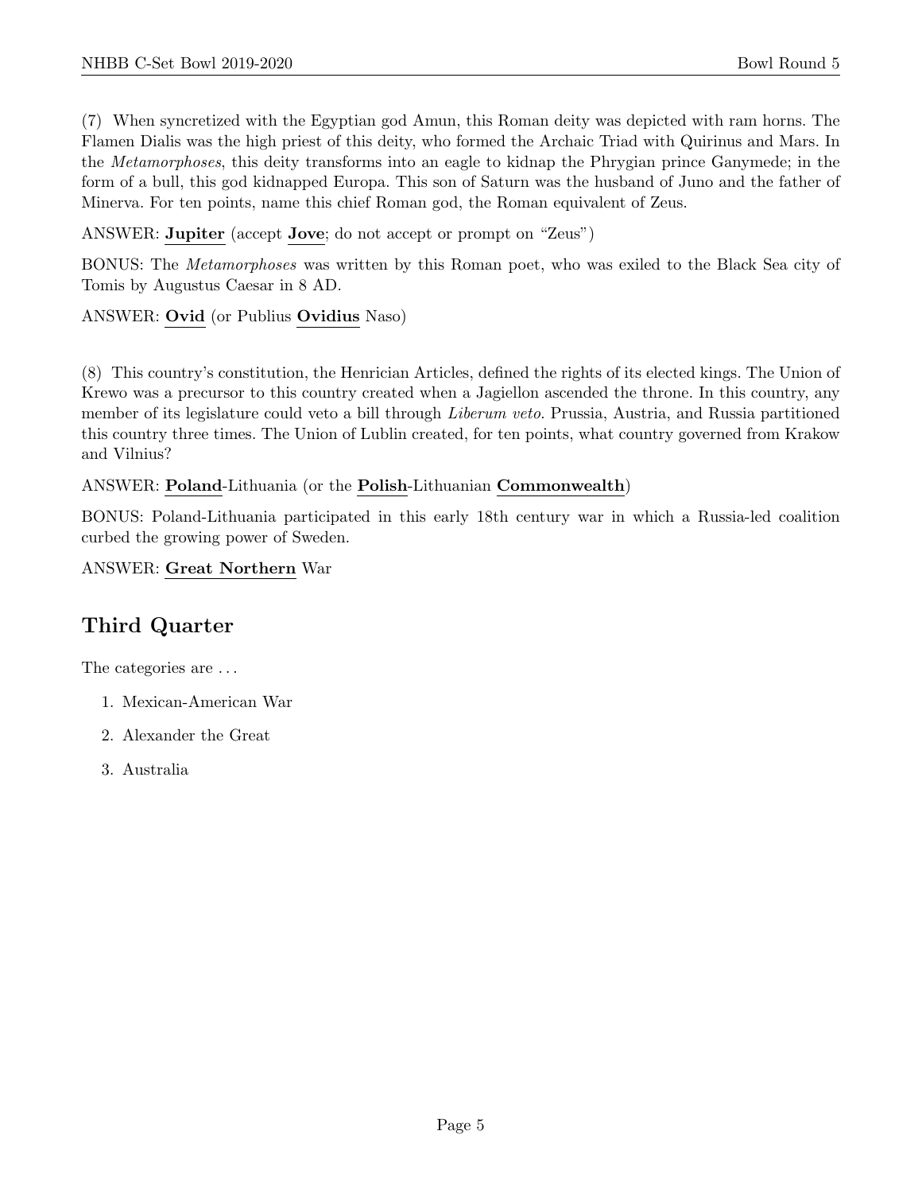(7) When syncretized with the Egyptian god Amun, this Roman deity was depicted with ram horns. The Flamen Dialis was the high priest of this deity, who formed the Archaic Triad with Quirinus and Mars. In the *Metamorphoses*, this deity transforms into an eagle to kidnap the Phrygian prince Ganymede; in the form of a bull, this god kidnapped Europa. This son of Saturn was the husband of Juno and the father of Minerva. For ten points, name this chief Roman god, the Roman equivalent of Zeus.

ANSWER: **Jupiter** (accept **Jove**; do not accept or prompt on "Zeus")

BONUS: The *Metamorphoses* was written by this Roman poet, who was exiled to the Black Sea city of Tomis by Augustus Caesar in 8 AD.

ANSWER: **Ovid** (or Publius **Ovidius** Naso)

(8) This country's constitution, the Henrician Articles, defined the rights of its elected kings. The Union of Krewo was a precursor to this country created when a Jagiellon ascended the throne. In this country, any member of its legislature could veto a bill through *Liberum veto*. Prussia, Austria, and Russia partitioned this country three times. The Union of Lublin created, for ten points, what country governed from Krakow and Vilnius?

ANSWER: **Poland**-Lithuania (or the **Polish**-Lithuanian **Commonwealth**)

BONUS: Poland-Lithuania participated in this early 18th century war in which a Russia-led coalition curbed the growing power of Sweden.

ANSWER: **Great Northern** War

## Third Quarter

The categories are ...

1. Mexican-American War
2. Alexander the Great
3. Australia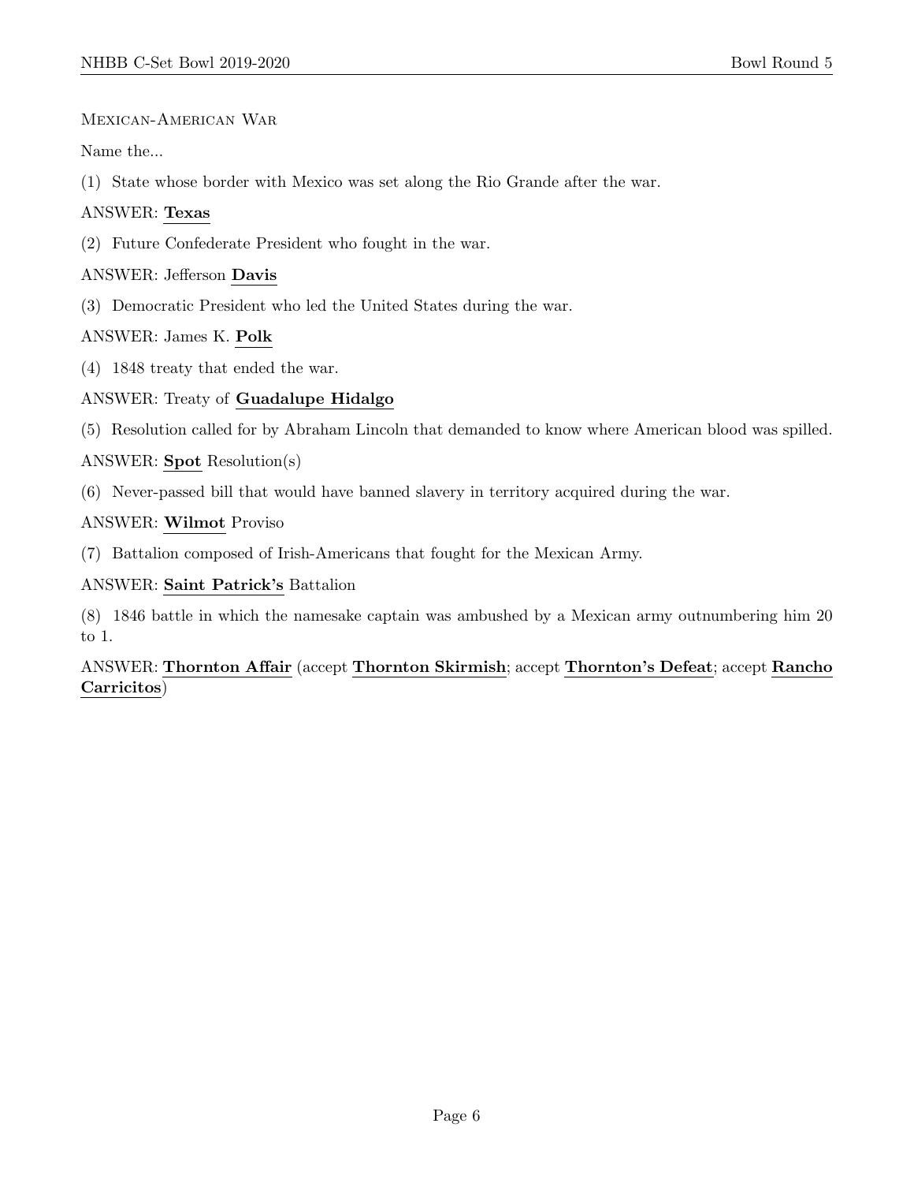Mexican-American War

Name the...

(1) State whose border with Mexico was set along the Rio Grande after the war.

ANSWER: **Texas**

(2) Future Confederate President who fought in the war.

ANSWER: Jefferson **Davis**

(3) Democratic President who led the United States during the war.

ANSWER: James K. **Polk**

(4) 1848 treaty that ended the war.

ANSWER: Treaty of **Guadalupe Hidalgo**

(5) Resolution called for by Abraham Lincoln that demanded to know where American blood was spilled.

ANSWER: **Spot** Resolution(s)

(6) Never-passed bill that would have banned slavery in territory acquired during the war.

ANSWER: **Wilmot** Proviso

(7) Battalion composed of Irish-Americans that fought for the Mexican Army.

ANSWER: **Saint Patrick's** Battalion

(8) 1846 battle in which the namesake captain was ambushed by a Mexican army outnumbering him 20 to 1.

ANSWER: **Thornton Affair** (accept **Thornton Skirmish**; accept **Thornton's Defeat**; accept **Rancho Carricitos**)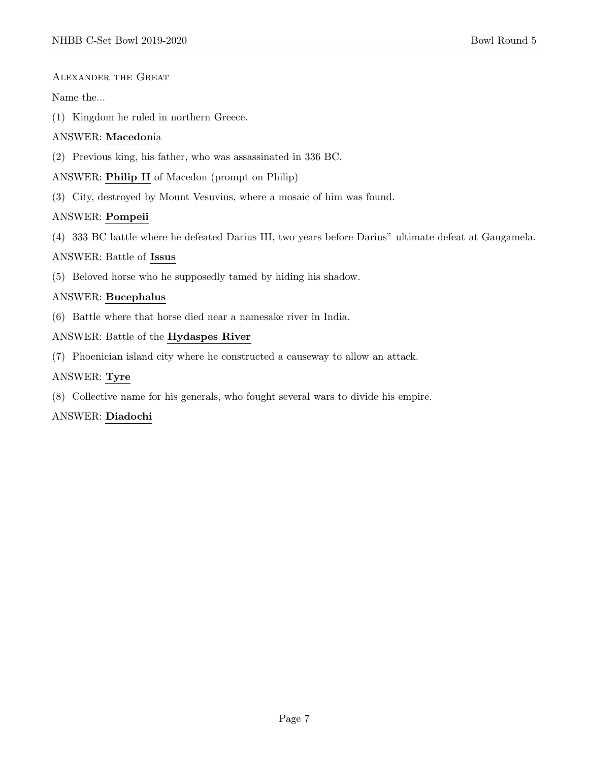Alexander the Great

Name the...

(1) Kingdom he ruled in northern Greece.

ANSWER: **Macedon**ia

(2) Previous king, his father, who was assassinated in 336 BC.

ANSWER: **Philip II** of Macedon (prompt on Philip)

(3) City, destroyed by Mount Vesuvius, where a mosaic of him was found.

ANSWER: **Pompeii**

(4) 333 BC battle where he defeated Darius III, two years before Darius" ultimate defeat at Gaugamela.

ANSWER: Battle of **Issus**

(5) Beloved horse who he supposedly tamed by hiding his shadow.

ANSWER: **Bucephalus**

(6) Battle where that horse died near a namesake river in India.

ANSWER: Battle of the **Hydaspes River**

(7) Phoenician island city where he constructed a causeway to allow an attack.

ANSWER: **Tyre**

(8) Collective name for his generals, who fought several wars to divide his empire.

ANSWER: **Diadochi**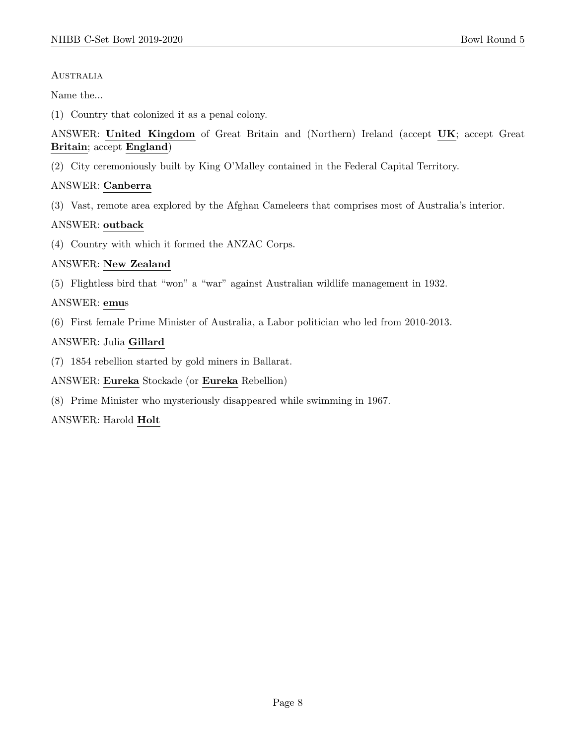Australia

Name the...

(1) Country that colonized it as a penal colony.

ANSWER: **United Kingdom** of Great Britain and (Northern) Ireland (accept **UK**; accept Great **Britain**; accept **England**)

(2) City ceremoniously built by King O'Malley contained in the Federal Capital Territory.

ANSWER: **Canberra**

(3) Vast, remote area explored by the Afghan Cameleers that comprises most of Australia's interior.

ANSWER: **outback**

(4) Country with which it formed the ANZAC Corps.

ANSWER: **New Zealand**

(5) Flightless bird that "won" a "war" against Australian wildlife management in 1932.

ANSWER: **emu**s

(6) First female Prime Minister of Australia, a Labor politician who led from 2010-2013.

ANSWER: Julia **Gillard**

(7) 1854 rebellion started by gold miners in Ballarat.

ANSWER: **Eureka** Stockade (or **Eureka** Rebellion)

(8) Prime Minister who mysteriously disappeared while swimming in 1967.

ANSWER: Harold **Holt**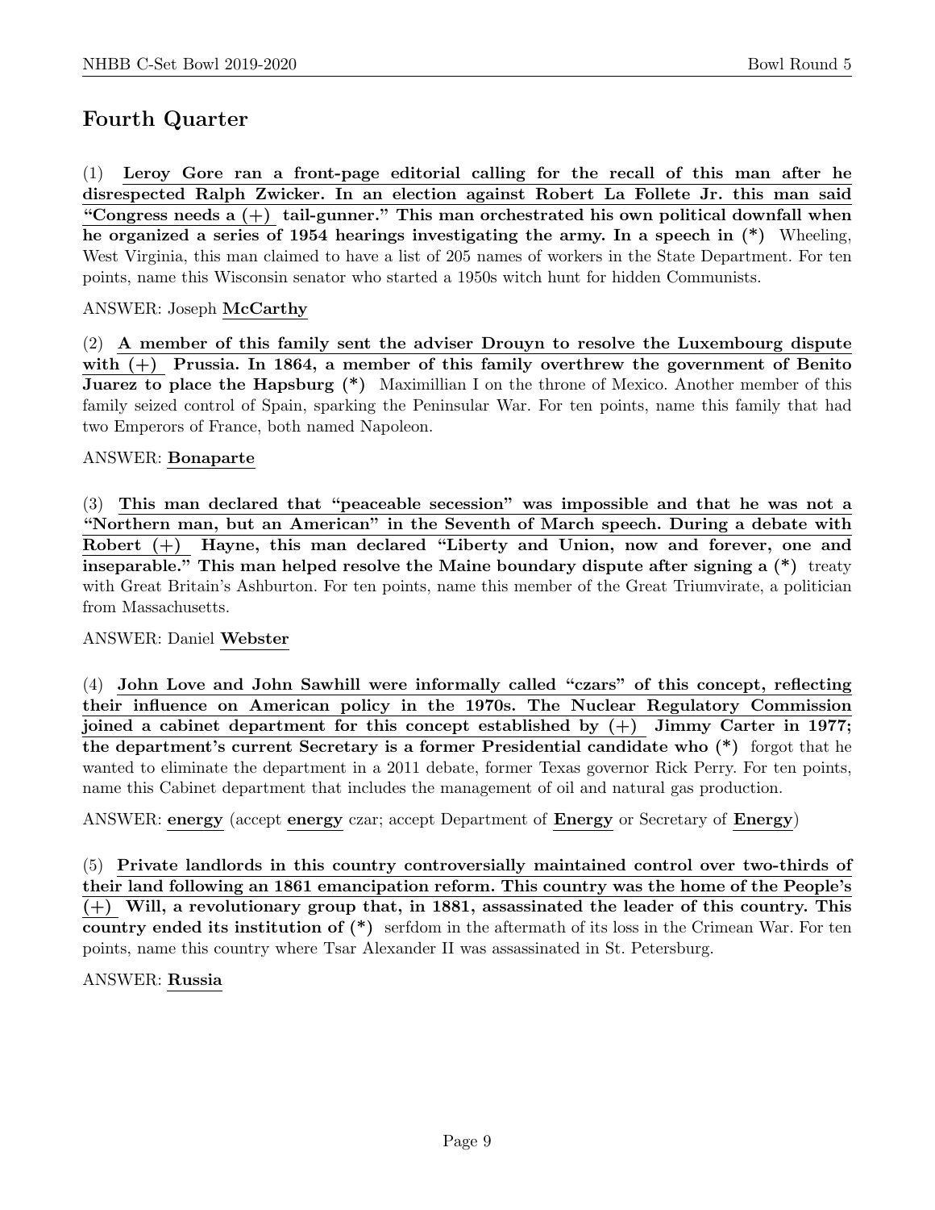## Fourth Quarter

(1) **Leroy Gore ran a front-page editorial calling for the recall of this man after he disrespected Ralph Zwicker. In an election against Robert La Follete Jr. this man said "Congress needs a (+) tail-gunner." This man orchestrated his own political downfall when he organized a series of 1954 hearings investigating the army. In a speech in (*)** Wheeling, West Virginia, this man claimed to have a list of 205 names of workers in the State Department. For ten points, name this Wisconsin senator who started a 1950s witch hunt for hidden Communists.

ANSWER: Joseph **McCarthy**

(2) **A member of this family sent the adviser Drouyn to resolve the Luxembourg dispute with (+) Prussia. In 1864, a member of this family overthrew the government of Benito Juarez to place the Hapsburg (*)** Maximillian I on the throne of Mexico. Another member of this family seized control of Spain, sparking the Peninsular War. For ten points, name this family that had two Emperors of France, both named Napoleon.

ANSWER: **Bonaparte**

(3) **This man declared that "peaceable secession" was impossible and that he was not a "Northern man, but an American" in the Seventh of March speech. During a debate with Robert (+) Hayne, this man declared "Liberty and Union, now and forever, one and inseparable." This man helped resolve the Maine boundary dispute after signing a (*)** treaty with Great Britain's Ashburton. For ten points, name this member of the Great Triumvirate, a politician from Massachusetts.

ANSWER: Daniel **Webster**

(4) **John Love and John Sawhill were informally called "czars" of this concept, reflecting their influence on American policy in the 1970s. The Nuclear Regulatory Commission joined a cabinet department for this concept established by (+) Jimmy Carter in 1977; the department's current Secretary is a former Presidential candidate who (*)** forgot that he wanted to eliminate the department in a 2011 debate, former Texas governor Rick Perry. For ten points, name this Cabinet department that includes the management of oil and natural gas production.

ANSWER: **energy** (accept **energy** czar; accept Department of **Energy** or Secretary of **Energy**)

(5) **Private landlords in this country controversially maintained control over two-thirds of their land following an 1861 emancipation reform. This country was the home of the People's (+) Will, a revolutionary group that, in 1881, assassinated the leader of this country. This country ended its institution of (*)** serfdom in the aftermath of its loss in the Crimean War. For ten points, name this country where Tsar Alexander II was assassinated in St. Petersburg.

ANSWER: **Russia**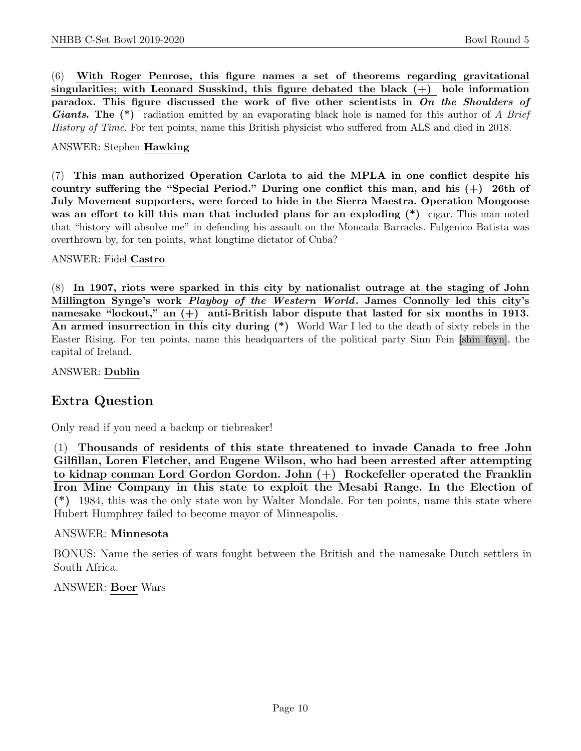(6) **With Roger Penrose, this figure names a set of theorems regarding gravitational singularities; with Leonard Susskind, this figure debated the black (+) hole information paradox. This figure discussed the work of five other scientists in *On the Shoulders of Giants*. The (*)** radiation emitted by an evaporating black hole is named for this author of *A Brief History of Time*. For ten points, name this British physicist who suffered from ALS and died in 2018.

ANSWER: Stephen **Hawking**

(7) **This man authorized Operation Carlota to aid the MPLA in one conflict despite his country suffering the "Special Period." During one conflict this man, and his (+) 26th of July Movement supporters, were forced to hide in the Sierra Maestra. Operation Mongoose was an effort to kill this man that included plans for an exploding (*)** cigar. This man noted that "history will absolve me" in defending his assault on the Moncada Barracks. Fulgenico Batista was overthrown by, for ten points, what longtime dictator of Cuba?

ANSWER: Fidel **Castro**

(8) **In 1907, riots were sparked in this city by nationalist outrage at the staging of John Millington Synge's work *Playboy of the Western World*. James Connolly led this city's namesake "lockout," an (+) anti-British labor dispute that lasted for six months in 1913. An armed insurrection in this city during (*)** World War I led to the death of sixty rebels in the Easter Rising. For ten points, name this headquarters of the political party Sinn Fein [shin fayn], the capital of Ireland.

ANSWER: **Dublin**

## Extra Question

Only read if you need a backup or tiebreaker!

(1) **Thousands of residents of this state threatened to invade Canada to free John Gilfillan, Loren Fletcher, and Eugene Wilson, who had been arrested after attempting to kidnap conman Lord Gordon Gordon. John (+) Rockefeller operated the Franklin Iron Mine Company in this state to exploit the Mesabi Range. In the Election of (*)** 1984, this was the only state won by Walter Mondale. For ten points, name this state where Hubert Humphrey failed to become mayor of Minneapolis.

ANSWER: **Minnesota**

BONUS: Name the series of wars fought between the British and the namesake Dutch settlers in South Africa.

ANSWER: **Boer** Wars